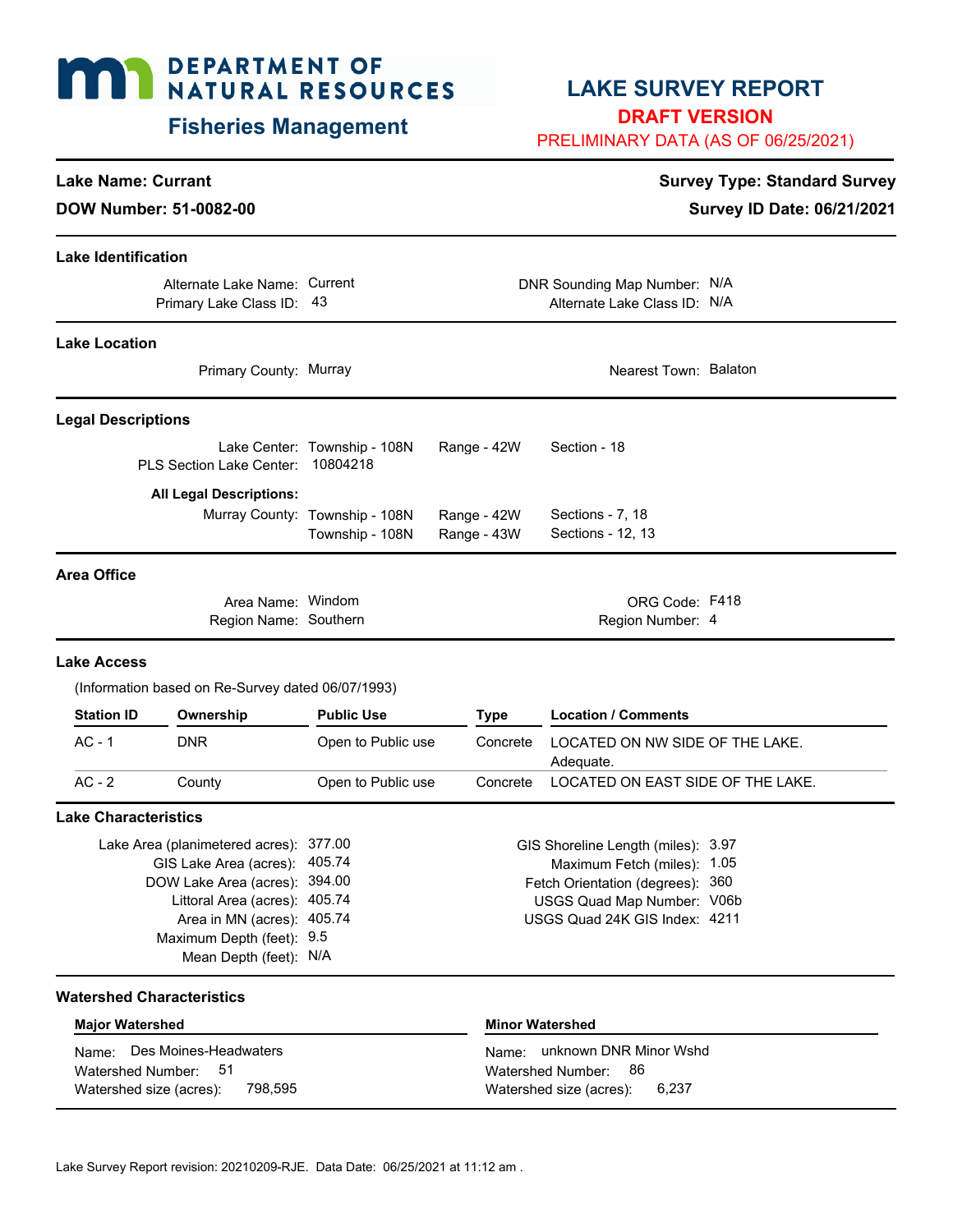# DEPARTMENT OF NATURAL RESOURCES

## Fisheries Management

# LAKE SURVEY REPORT

**DRAFT VERSION**

PRELIMINARY DATA (AS OF 06/25/2021)

**Lake Name: Currant**

**DOW Number: 51-0082-00**

**Survey Type: Standard Survey**

**Survey ID Date: 06/21/2021**

### Lake Identification

Alternate Lake Name: Current
Primary Lake Class ID: 43

DNR Sounding Map Number: N/A
Alternate Lake Class ID: N/A

### Lake Location

Primary County: Murray

Nearest Town: Balaton

### Legal Descriptions

Lake Center: Township - 108N Range - 42W Section - 18
PLS Section Lake Center: 10804218

**All Legal Descriptions:**

Murray County: Township - 108N Range - 42W Sections - 7, 18
Township - 108N Range - 43W Sections - 12, 13

### Area Office

Area Name: Windom
Region Name: Southern

ORG Code: F418
Region Number: 4

### Lake Access

(Information based on Re-Survey dated 06/07/1993)

| Station ID | Ownership | Public Use | Type | Location / Comments |
|---|---|---|---|---|
| AC - 1 | DNR | Open to Public use | Concrete | LOCATED ON NW SIDE OF THE LAKE. Adequate. |
| AC - 2 | County | Open to Public use | Concrete | LOCATED ON EAST SIDE OF THE LAKE. |

### Lake Characteristics

Lake Area (planimetered acres): 377.00
GIS Lake Area (acres): 405.74
DOW Lake Area (acres): 394.00
Littoral Area (acres): 405.74
Area in MN (acres): 405.74
Maximum Depth (feet): 9.5
Mean Depth (feet): N/A

GIS Shoreline Length (miles): 3.97
Maximum Fetch (miles): 1.05
Fetch Orientation (degrees): 360
USGS Quad Map Number: V06b
USGS Quad 24K GIS Index: 4211

### Watershed Characteristics

**Major Watershed**

Name: Des Moines-Headwaters
Watershed Number: 51
Watershed size (acres): 798,595

**Minor Watershed**

Name: unknown DNR Minor Wshd
Watershed Number: 86
Watershed size (acres): 6,237

Lake Survey Report revision: 20210209-RJE. Data Date: 06/25/2021 at 11:12 am .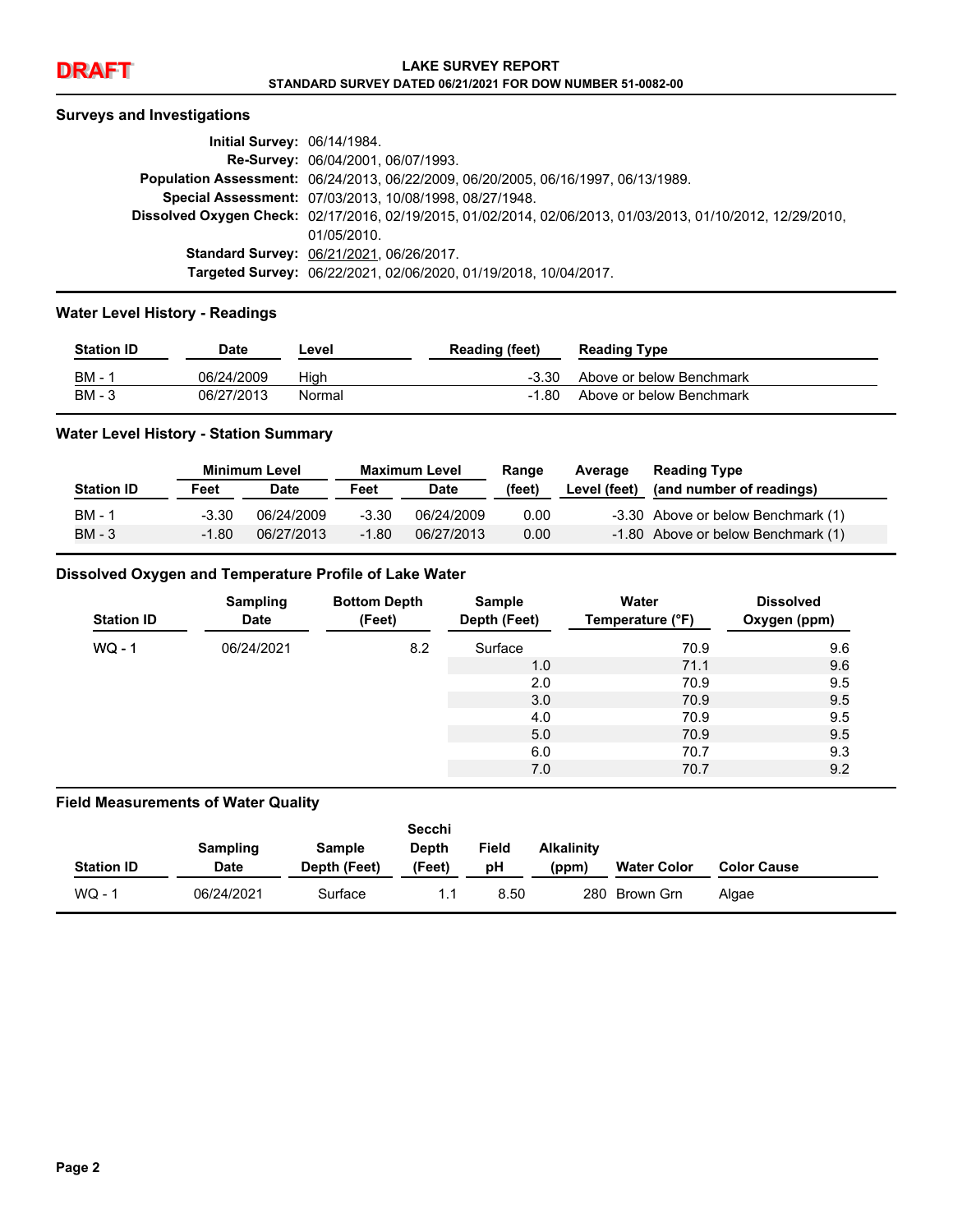**DRAFT**

**LAKE SURVEY REPORT**
**STANDARD SURVEY DATED 06/21/2021 FOR DOW NUMBER 51-0082-00**

## Surveys and Investigations

**Initial Survey:** 06/14/1984.
**Re-Survey:** 06/04/2001, 06/07/1993.
**Population Assessment:** 06/24/2013, 06/22/2009, 06/20/2005, 06/16/1997, 06/13/1989.
**Special Assessment:** 07/03/2013, 10/08/1998, 08/27/1948.
**Dissolved Oxygen Check:** 02/17/2016, 02/19/2015, 01/02/2014, 02/06/2013, 01/03/2013, 01/10/2012, 12/29/2010, 01/05/2010.
**Standard Survey:** 06/21/2021, 06/26/2017.
**Targeted Survey:** 06/22/2021, 02/06/2020, 01/19/2018, 10/04/2017.

## Water Level History - Readings

| Station ID | Date | Level | Reading (feet) | Reading Type |
|---|---|---|---|---|
| BM - 1 | 06/24/2009 | High | -3.30 | Above or below Benchmark |
| BM - 3 | 06/27/2013 | Normal | -1.80 | Above or below Benchmark |

## Water Level History - Station Summary

| | Minimum Level | | Maximum Level | | Range | Average | Reading Type |
|---|---|---|---|---|---|---|---|
| Station ID | Feet | Date | Feet | Date | (feet) | Level (feet) | (and number of readings) |
| BM - 1 | -3.30 | 06/24/2009 | -3.30 | 06/24/2009 | 0.00 | -3.30 | Above or below Benchmark (1) |
| BM - 3 | -1.80 | 06/27/2013 | -1.80 | 06/27/2013 | 0.00 | -1.80 | Above or below Benchmark (1) |

## Dissolved Oxygen and Temperature Profile of Lake Water

| Station ID | Sampling Date | Bottom Depth (Feet) | Sample Depth (Feet) | Water Temperature (°F) | Dissolved Oxygen (ppm) |
|---|---|---|---|---|---|
| WQ - 1 | 06/24/2021 | 8.2 | Surface | 70.9 | 9.6 |
| | | | 1.0 | 71.1 | 9.6 |
| | | | 2.0 | 70.9 | 9.5 |
| | | | 3.0 | 70.9 | 9.5 |
| | | | 4.0 | 70.9 | 9.5 |
| | | | 5.0 | 70.9 | 9.5 |
| | | | 6.0 | 70.7 | 9.3 |
| | | | 7.0 | 70.7 | 9.2 |

## Field Measurements of Water Quality

| Station ID | Sampling Date | Sample Depth (Feet) | Secchi Depth (Feet) | Field pH | Alkalinity (ppm) | Water Color | Color Cause |
|---|---|---|---|---|---|---|---|
| WQ - 1 | 06/24/2021 | Surface | 1.1 | 8.50 | 280 | Brown Grn | Algae |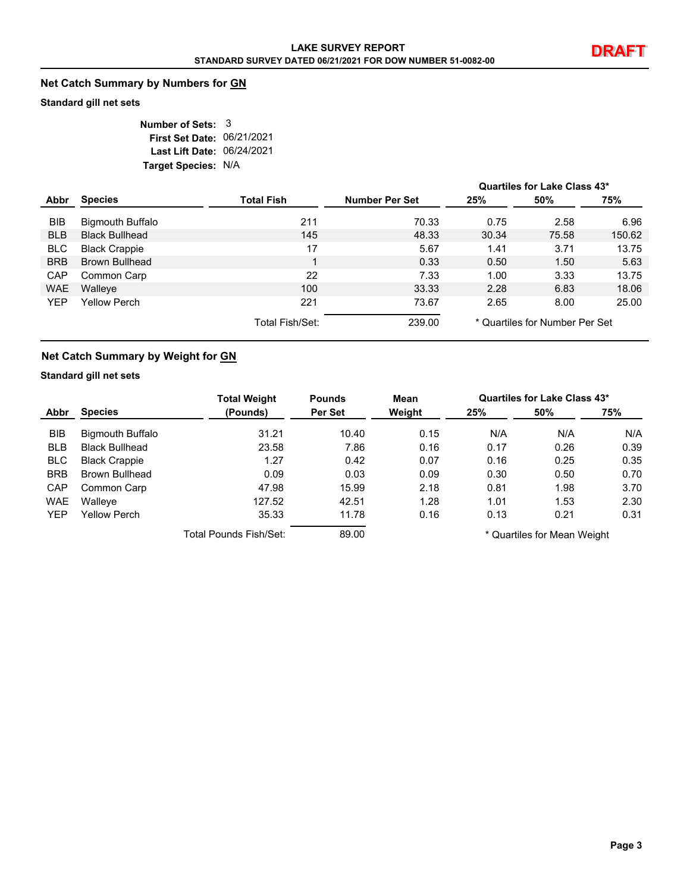## Net Catch Summary by Numbers for GN

**Standard gill net sets**

**Number of Sets:** 3
**First Set Date:** 06/21/2021
**Last Lift Date:** 06/24/2021
**Target Species:** N/A

| Abbr | Species | Total Fish | Number Per Set | Quartiles for Lake Class 43* | | |
|---|---|---|---|---|---|---|
| | | | | 25% | 50% | 75% |
| BIB | Bigmouth Buffalo | 211 | 70.33 | 0.75 | 2.58 | 6.96 |
| BLB | Black Bullhead | 145 | 48.33 | 30.34 | 75.58 | 150.62 |
| BLC | Black Crappie | 17 | 5.67 | 1.41 | 3.71 | 13.75 |
| BRB | Brown Bullhead | 1 | 0.33 | 0.50 | 1.50 | 5.63 |
| CAP | Common Carp | 22 | 7.33 | 1.00 | 3.33 | 13.75 |
| WAE | Walleye | 100 | 33.33 | 2.28 | 6.83 | 18.06 |
| YEP | Yellow Perch | 221 | 73.67 | 2.65 | 8.00 | 25.00 |
| | | Total Fish/Set: | 239.00 | | | |

* Quartiles for Number Per Set

## Net Catch Summary by Weight for GN

**Standard gill net sets**

| Abbr | Species | Total Weight (Pounds) | Pounds Per Set | Mean Weight | Quartiles for Lake Class 43* | | |
|---|---|---|---|---|---|---|---|
| | | | | | 25% | 50% | 75% |
| BIB | Bigmouth Buffalo | 31.21 | 10.40 | 0.15 | N/A | N/A | N/A |
| BLB | Black Bullhead | 23.58 | 7.86 | 0.16 | 0.17 | 0.26 | 0.39 |
| BLC | Black Crappie | 1.27 | 0.42 | 0.07 | 0.16 | 0.25 | 0.35 |
| BRB | Brown Bullhead | 0.09 | 0.03 | 0.09 | 0.30 | 0.50 | 0.70 |
| CAP | Common Carp | 47.98 | 15.99 | 2.18 | 0.81 | 1.98 | 3.70 |
| WAE | Walleye | 127.52 | 42.51 | 1.28 | 1.01 | 1.53 | 2.30 |
| YEP | Yellow Perch | 35.33 | 11.78 | 0.16 | 0.13 | 0.21 | 0.31 |
| | | Total Pounds Fish/Set: | 89.00 | | | | |

* Quartiles for Mean Weight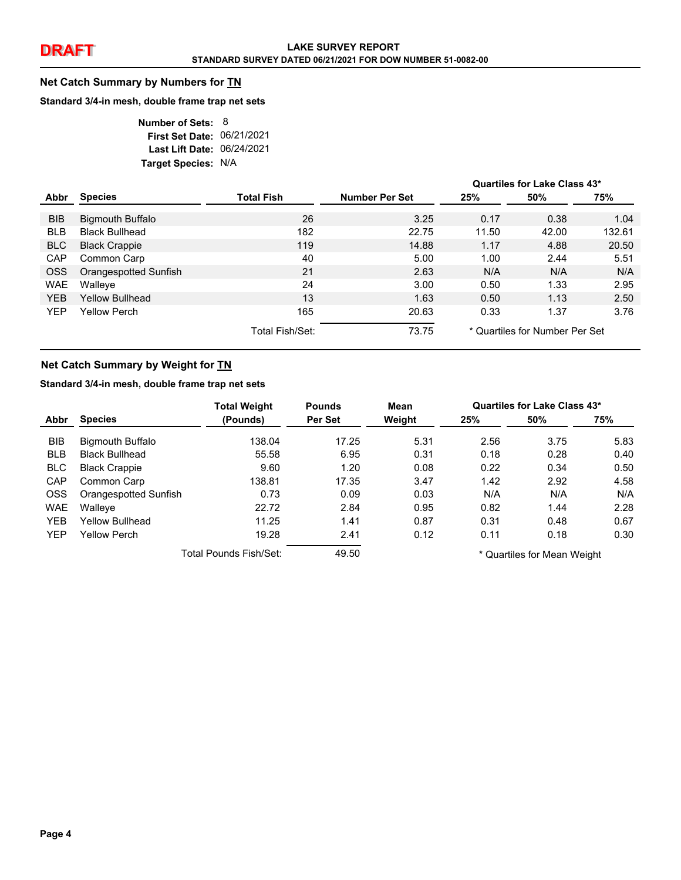DRAFT

**LAKE SURVEY REPORT**
**STANDARD SURVEY DATED 06/21/2021 FOR DOW NUMBER 51-0082-00**

## Net Catch Summary by Numbers for TN

**Standard 3/4-in mesh, double frame trap net sets**

**Number of Sets:** 8
**First Set Date:** 06/21/2021
**Last Lift Date:** 06/24/2021
**Target Species:** N/A

| Abbr | Species | Total Fish | Number Per Set | Quartiles for Lake Class 43* 25% | 50% | 75% |
|---|---|---|---|---|---|---|
| BIB | Bigmouth Buffalo | 26 | 3.25 | 0.17 | 0.38 | 1.04 |
| BLB | Black Bullhead | 182 | 22.75 | 11.50 | 42.00 | 132.61 |
| BLC | Black Crappie | 119 | 14.88 | 1.17 | 4.88 | 20.50 |
| CAP | Common Carp | 40 | 5.00 | 1.00 | 2.44 | 5.51 |
| OSS | Orangespotted Sunfish | 21 | 2.63 | N/A | N/A | N/A |
| WAE | Walleye | 24 | 3.00 | 0.50 | 1.33 | 2.95 |
| YEB | Yellow Bullhead | 13 | 1.63 | 0.50 | 1.13 | 2.50 |
| YEP | Yellow Perch | 165 | 20.63 | 0.33 | 1.37 | 3.76 |
| | | Total Fish/Set: | 73.75 | | | |

* Quartiles for Number Per Set

## Net Catch Summary by Weight for TN

**Standard 3/4-in mesh, double frame trap net sets**

| Abbr | Species | Total Weight (Pounds) | Pounds Per Set | Mean Weight | Quartiles for Lake Class 43* 25% | 50% | 75% |
|---|---|---|---|---|---|---|---|
| BIB | Bigmouth Buffalo | 138.04 | 17.25 | 5.31 | 2.56 | 3.75 | 5.83 |
| BLB | Black Bullhead | 55.58 | 6.95 | 0.31 | 0.18 | 0.28 | 0.40 |
| BLC | Black Crappie | 9.60 | 1.20 | 0.08 | 0.22 | 0.34 | 0.50 |
| CAP | Common Carp | 138.81 | 17.35 | 3.47 | 1.42 | 2.92 | 4.58 |
| OSS | Orangespotted Sunfish | 0.73 | 0.09 | 0.03 | N/A | N/A | N/A |
| WAE | Walleye | 22.72 | 2.84 | 0.95 | 0.82 | 1.44 | 2.28 |
| YEB | Yellow Bullhead | 11.25 | 1.41 | 0.87 | 0.31 | 0.48 | 0.67 |
| YEP | Yellow Perch | 19.28 | 2.41 | 0.12 | 0.11 | 0.18 | 0.30 |
| | | Total Pounds Fish/Set: | 49.50 | | | | |

* Quartiles for Mean Weight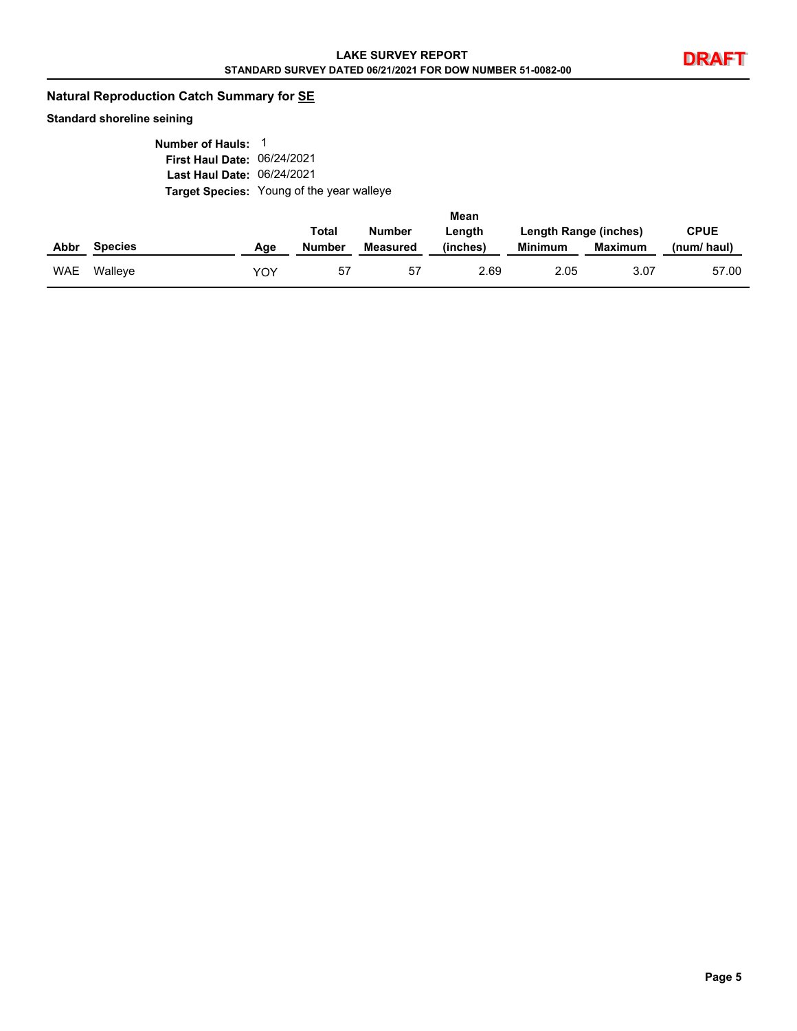## Natural Reproduction Catch Summary for SE

**Standard shoreline seining**

**Number of Hauls:** 1
**First Haul Date:** 06/24/2021
**Last Haul Date:** 06/24/2021
**Target Species:** Young of the year walleye

| Abbr | Species | Age | Total Number | Number Measured | Mean Length (inches) | Length Range (inches) Minimum | Length Range (inches) Maximum | CPUE (num/ haul) |
|---|---|---|---|---|---|---|---|---|
| WAE | Walleye | YOY | 57 | 57 | 2.69 | 2.05 | 3.07 | 57.00 |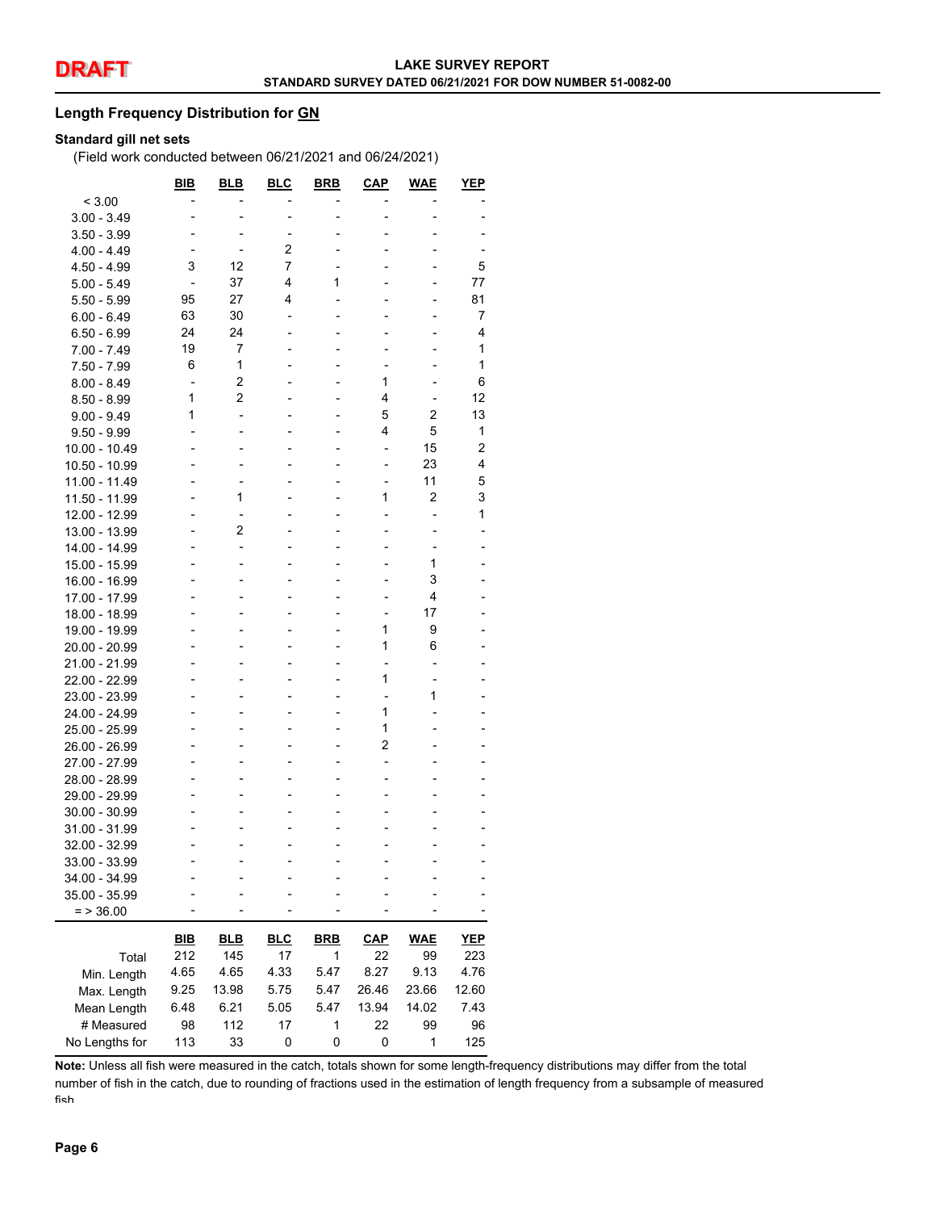DRAFT

**LAKE SURVEY REPORT**
**STANDARD SURVEY DATED 06/21/2021 FOR DOW NUMBER 51-0082-00**

## Length Frequency Distribution for GN

### Standard gill net sets

(Field work conducted between 06/21/2021 and 06/24/2021)

| | BIB | BLB | BLC | BRB | CAP | WAE | YEP |
|---|---|---|---|---|---|---|---|
| < 3.00 | - | - | - | - | - | - | - |
| 3.00 - 3.49 | - | - | - | - | - | - | - |
| 3.50 - 3.99 | - | - | - | - | - | - | - |
| 4.00 - 4.49 | - | - | 2 | - | - | - | - |
| 4.50 - 4.99 | 3 | 12 | 7 | - | - | - | 5 |
| 5.00 - 5.49 | - | 37 | 4 | 1 | - | - | 77 |
| 5.50 - 5.99 | 95 | 27 | 4 | - | - | - | 81 |
| 6.00 - 6.49 | 63 | 30 | - | - | - | - | 7 |
| 6.50 - 6.99 | 24 | 24 | - | - | - | - | 4 |
| 7.00 - 7.49 | 19 | 7 | - | - | - | - | 1 |
| 7.50 - 7.99 | 6 | 1 | - | - | - | - | 1 |
| 8.00 - 8.49 | - | 2 | - | - | 1 | - | 6 |
| 8.50 - 8.99 | 1 | 2 | - | - | 4 | - | 12 |
| 9.00 - 9.49 | 1 | - | - | - | 5 | 2 | 13 |
| 9.50 - 9.99 | - | - | - | - | 4 | 5 | 1 |
| 10.00 - 10.49 | - | - | - | - | - | 15 | 2 |
| 10.50 - 10.99 | - | - | - | - | - | 23 | 4 |
| 11.00 - 11.49 | - | - | - | - | - | 11 | 5 |
| 11.50 - 11.99 | - | 1 | - | - | 1 | 2 | 3 |
| 12.00 - 12.99 | - | - | - | - | - | - | 1 |
| 13.00 - 13.99 | - | 2 | - | - | - | - | - |
| 14.00 - 14.99 | - | - | - | - | - | - | - |
| 15.00 - 15.99 | - | - | - | - | - | 1 | - |
| 16.00 - 16.99 | - | - | - | - | - | 3 | - |
| 17.00 - 17.99 | - | - | - | - | - | 4 | - |
| 18.00 - 18.99 | - | - | - | - | - | 17 | - |
| 19.00 - 19.99 | - | - | - | - | 1 | 9 | - |
| 20.00 - 20.99 | - | - | - | - | 1 | 6 | - |
| 21.00 - 21.99 | - | - | - | - | - | - | - |
| 22.00 - 22.99 | - | - | - | - | 1 | - | - |
| 23.00 - 23.99 | - | - | - | - | - | 1 | - |
| 24.00 - 24.99 | - | - | - | - | 1 | - | - |
| 25.00 - 25.99 | - | - | - | - | 1 | - | - |
| 26.00 - 26.99 | - | - | - | - | 2 | - | - |
| 27.00 - 27.99 | - | - | - | - | - | - | - |
| 28.00 - 28.99 | - | - | - | - | - | - | - |
| 29.00 - 29.99 | - | - | - | - | - | - | - |
| 30.00 - 30.99 | - | - | - | - | - | - | - |
| 31.00 - 31.99 | - | - | - | - | - | - | - |
| 32.00 - 32.99 | - | - | - | - | - | - | - |
| 33.00 - 33.99 | - | - | - | - | - | - | - |
| 34.00 - 34.99 | - | - | - | - | - | - | - |
| 35.00 - 35.99 | - | - | - | - | - | - | - |
| = > 36.00 | - | - | - | - | - | - | - |

| | BIB | BLB | BLC | BRB | CAP | WAE | YEP |
|---|---|---|---|---|---|---|---|
| Total | 212 | 145 | 17 | 1 | 22 | 99 | 223 |
| Min. Length | 4.65 | 4.65 | 4.33 | 5.47 | 8.27 | 9.13 | 4.76 |
| Max. Length | 9.25 | 13.98 | 5.75 | 5.47 | 26.46 | 23.66 | 12.60 |
| Mean Length | 6.48 | 6.21 | 5.05 | 5.47 | 13.94 | 14.02 | 7.43 |
| # Measured | 98 | 112 | 17 | 1 | 22 | 99 | 96 |
| No Lengths for | 113 | 33 | 0 | 0 | 0 | 1 | 125 |

**Note:** Unless all fish were measured in the catch, totals shown for some length-frequency distributions may differ from the total number of fish in the catch, due to rounding of fractions used in the estimation of length frequency from a subsample of measured fish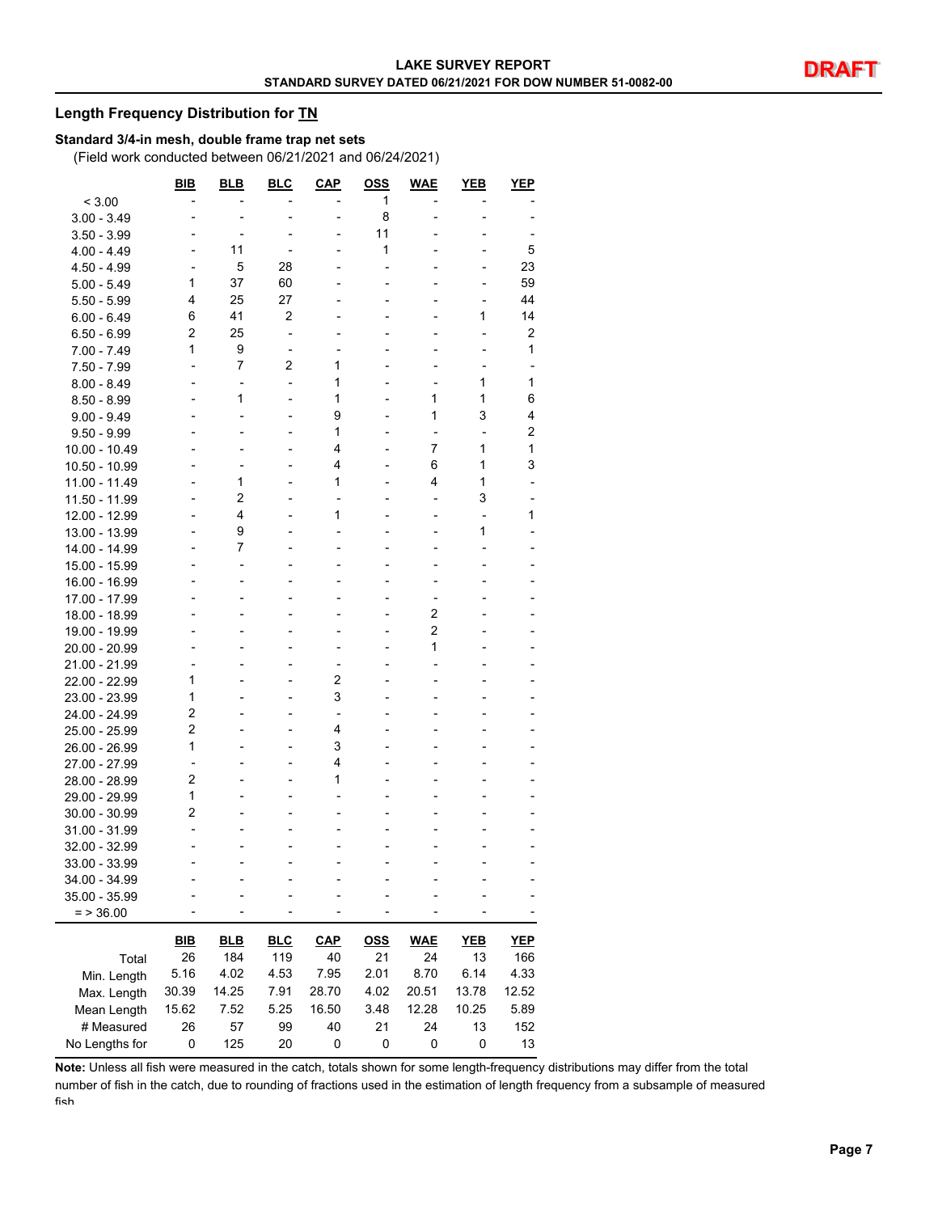## Length Frequency Distribution for TN

### Standard 3/4-in mesh, double frame trap net sets

(Field work conducted between 06/21/2021 and 06/24/2021)

| | BIB | BLB | BLC | CAP | OSS | WAE | YEB | YEP |
|---|---|---|---|---|---|---|---|---|
| < 3.00 | - | - | - | - | 1 | - | - | - |
| 3.00 - 3.49 | - | - | - | - | 8 | - | - | - |
| 3.50 - 3.99 | - | - | - | - | 11 | - | - | - |
| 4.00 - 4.49 | - | 11 | - | - | 1 | - | - | 5 |
| 4.50 - 4.99 | - | 5 | 28 | - | - | - | - | 23 |
| 5.00 - 5.49 | 1 | 37 | 60 | - | - | - | - | 59 |
| 5.50 - 5.99 | 4 | 25 | 27 | - | - | - | - | 44 |
| 6.00 - 6.49 | 6 | 41 | 2 | - | - | - | 1 | 14 |
| 6.50 - 6.99 | 2 | 25 | - | - | - | - | - | 2 |
| 7.00 - 7.49 | 1 | 9 | - | - | - | - | - | 1 |
| 7.50 - 7.99 | - | 7 | 2 | 1 | - | - | - | - |
| 8.00 - 8.49 | - | - | - | 1 | - | - | 1 | 1 |
| 8.50 - 8.99 | - | 1 | - | 1 | - | 1 | 1 | 6 |
| 9.00 - 9.49 | - | - | - | 9 | - | 1 | 3 | 4 |
| 9.50 - 9.99 | - | - | - | 1 | - | - | - | 2 |
| 10.00 - 10.49 | - | - | - | 4 | - | 7 | 1 | 1 |
| 10.50 - 10.99 | - | - | - | 4 | - | 6 | 1 | 3 |
| 11.00 - 11.49 | - | 1 | - | 1 | - | 4 | 1 | - |
| 11.50 - 11.99 | - | 2 | - | - | - | - | 3 | - |
| 12.00 - 12.99 | - | 4 | - | 1 | - | - | - | 1 |
| 13.00 - 13.99 | - | 9 | - | - | - | - | 1 | - |
| 14.00 - 14.99 | - | 7 | - | - | - | - | - | - |
| 15.00 - 15.99 | - | - | - | - | - | - | - | - |
| 16.00 - 16.99 | - | - | - | - | - | - | - | - |
| 17.00 - 17.99 | - | - | - | - | - | - | - | - |
| 18.00 - 18.99 | - | - | - | - | - | 2 | - | - |
| 19.00 - 19.99 | - | - | - | - | - | 2 | - | - |
| 20.00 - 20.99 | - | - | - | - | - | 1 | - | - |
| 21.00 - 21.99 | - | - | - | - | - | - | - | - |
| 22.00 - 22.99 | 1 | - | - | 2 | - | - | - | - |
| 23.00 - 23.99 | 1 | - | - | 3 | - | - | - | - |
| 24.00 - 24.99 | 2 | - | - | - | - | - | - | - |
| 25.00 - 25.99 | 2 | - | - | 4 | - | - | - | - |
| 26.00 - 26.99 | 1 | - | - | 3 | - | - | - | - |
| 27.00 - 27.99 | - | - | - | 4 | - | - | - | - |
| 28.00 - 28.99 | 2 | - | - | 1 | - | - | - | - |
| 29.00 - 29.99 | 1 | - | - | - | - | - | - | - |
| 30.00 - 30.99 | 2 | - | - | - | - | - | - | - |
| 31.00 - 31.99 | - | - | - | - | - | - | - | - |
| 32.00 - 32.99 | - | - | - | - | - | - | - | - |
| 33.00 - 33.99 | - | - | - | - | - | - | - | - |
| 34.00 - 34.99 | - | - | - | - | - | - | - | - |
| 35.00 - 35.99 | - | - | - | - | - | - | - | - |
| = > 36.00 | - | - | - | - | - | - | - | - |

| | BIB | BLB | BLC | CAP | OSS | WAE | YEB | YEP |
|---|---|---|---|---|---|---|---|---|
| Total | 26 | 184 | 119 | 40 | 21 | 24 | 13 | 166 |
| Min. Length | 5.16 | 4.02 | 4.53 | 7.95 | 2.01 | 8.70 | 6.14 | 4.33 |
| Max. Length | 30.39 | 14.25 | 7.91 | 28.70 | 4.02 | 20.51 | 13.78 | 12.52 |
| Mean Length | 15.62 | 7.52 | 5.25 | 16.50 | 3.48 | 12.28 | 10.25 | 5.89 |
| # Measured | 26 | 57 | 99 | 40 | 21 | 24 | 13 | 152 |
| No Lengths for | 0 | 125 | 20 | 0 | 0 | 0 | 0 | 13 |

**Note:** Unless all fish were measured in the catch, totals shown for some length-frequency distributions may differ from the total number of fish in the catch, due to rounding of fractions used in the estimation of length frequency from a subsample of measured fish.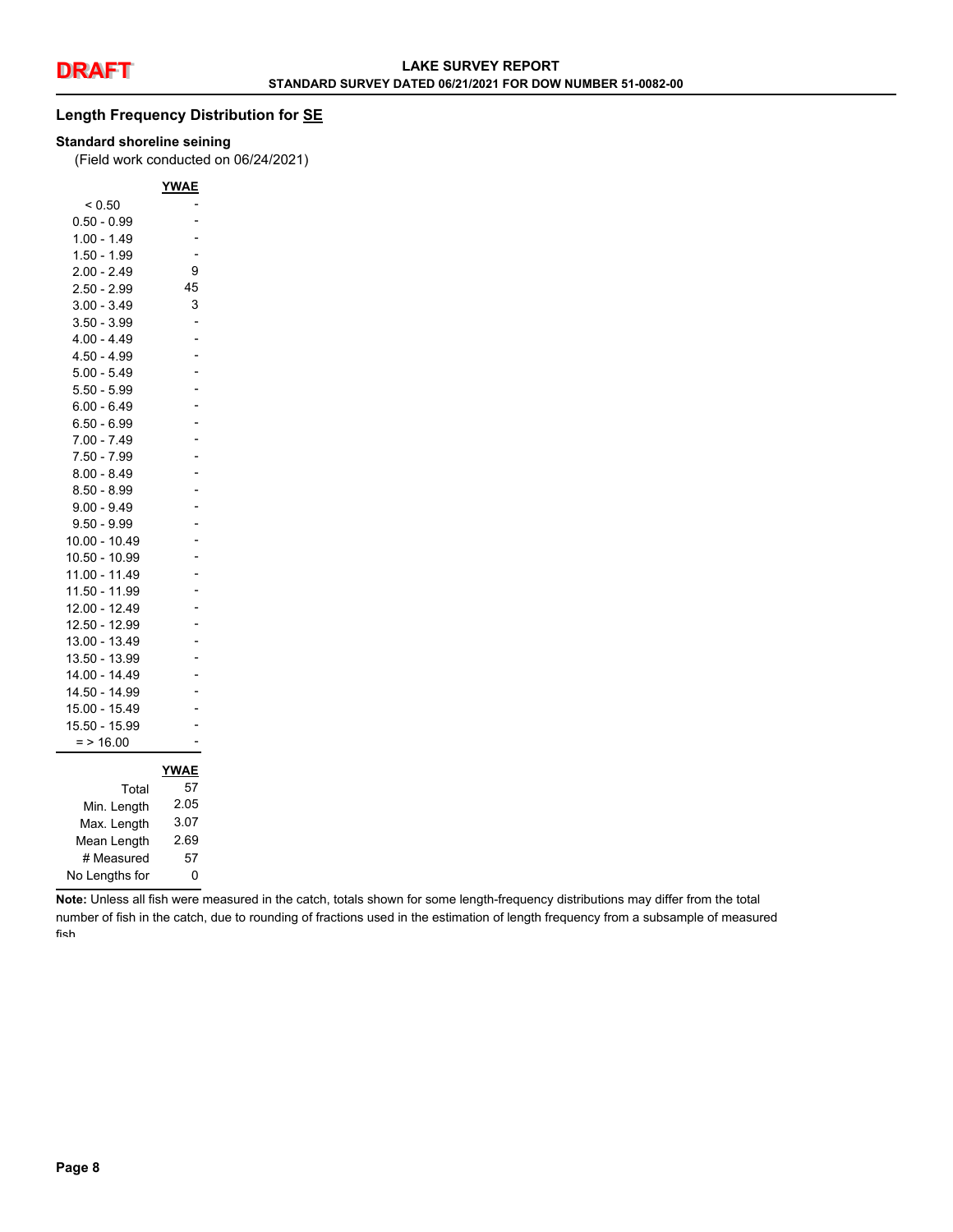DRAFT

## Length Frequency Distribution for SE

### Standard shoreline seining

(Field work conducted on 06/24/2021)

| | YWAE |
|---|---|
| < 0.50 | - |
| 0.50 - 0.99 | - |
| 1.00 - 1.49 | - |
| 1.50 - 1.99 | - |
| 2.00 - 2.49 | 9 |
| 2.50 - 2.99 | 45 |
| 3.00 - 3.49 | 3 |
| 3.50 - 3.99 | - |
| 4.00 - 4.49 | - |
| 4.50 - 4.99 | - |
| 5.00 - 5.49 | - |
| 5.50 - 5.99 | - |
| 6.00 - 6.49 | - |
| 6.50 - 6.99 | - |
| 7.00 - 7.49 | - |
| 7.50 - 7.99 | - |
| 8.00 - 8.49 | - |
| 8.50 - 8.99 | - |
| 9.00 - 9.49 | - |
| 9.50 - 9.99 | - |
| 10.00 - 10.49 | - |
| 10.50 - 10.99 | - |
| 11.00 - 11.49 | - |
| 11.50 - 11.99 | - |
| 12.00 - 12.49 | - |
| 12.50 - 12.99 | - |
| 13.00 - 13.49 | - |
| 13.50 - 13.99 | - |
| 14.00 - 14.49 | - |
| 14.50 - 14.99 | - |
| 15.00 - 15.49 | - |
| 15.50 - 15.99 | - |
| = > 16.00 | - |

| | YWAE |
|---|---|
| Total | 57 |
| Min. Length | 2.05 |
| Max. Length | 3.07 |
| Mean Length | 2.69 |
| # Measured | 57 |
| No Lengths for | 0 |

**Note:** Unless all fish were measured in the catch, totals shown for some length-frequency distributions may differ from the total number of fish in the catch, due to rounding of fractions used in the estimation of length frequency from a subsample of measured fish.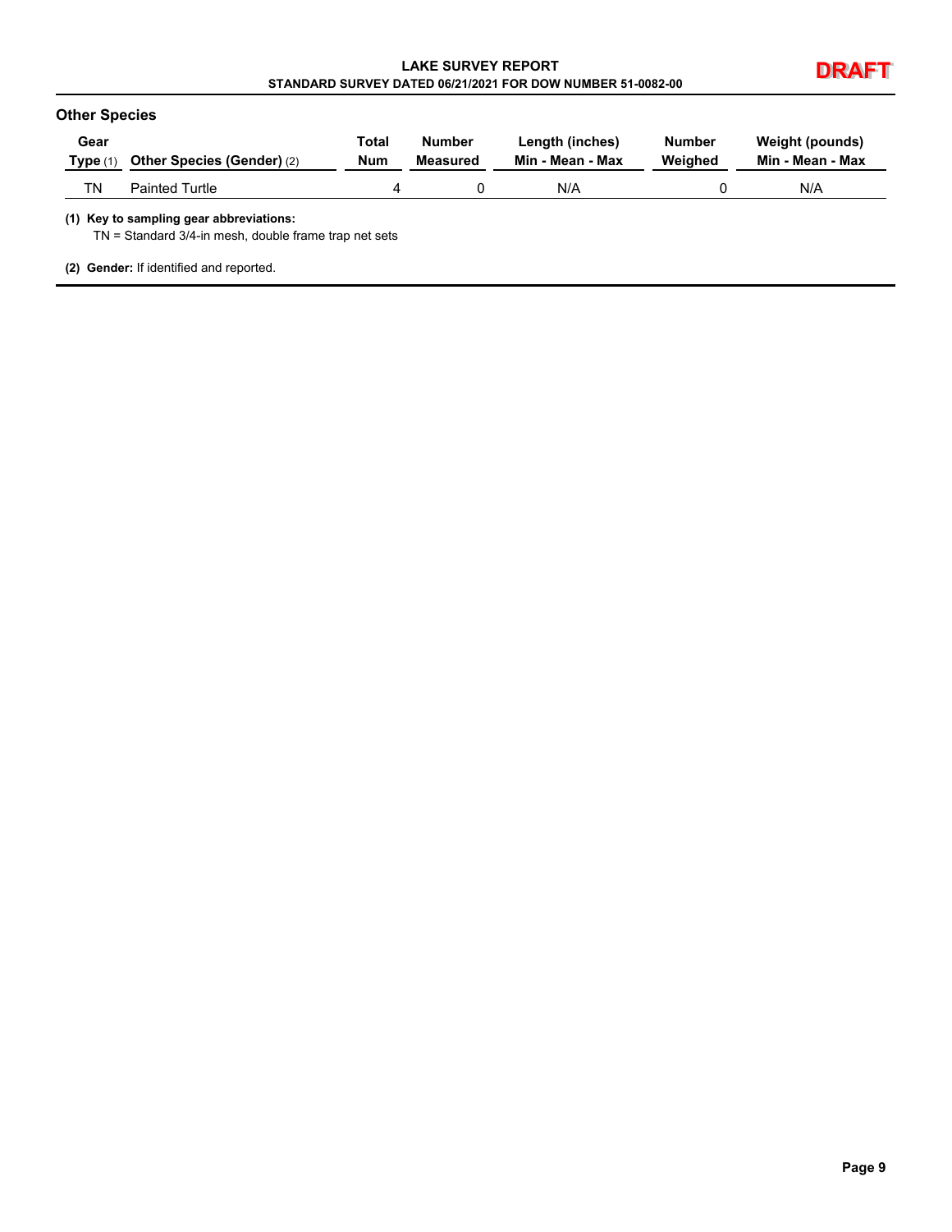## Other Species

| Gear Type (1) | Other Species (Gender) (2) | Total Num | Number Measured | Length (inches) Min - Mean - Max | Number Weighed | Weight (pounds) Min - Mean - Max |
|---|---|---|---|---|---|---|
| TN | Painted Turtle | 4 | 0 | N/A | 0 | N/A |

**(1) Key to sampling gear abbreviations:**
TN = Standard 3/4-in mesh, double frame trap net sets

**(2) Gender:** If identified and reported.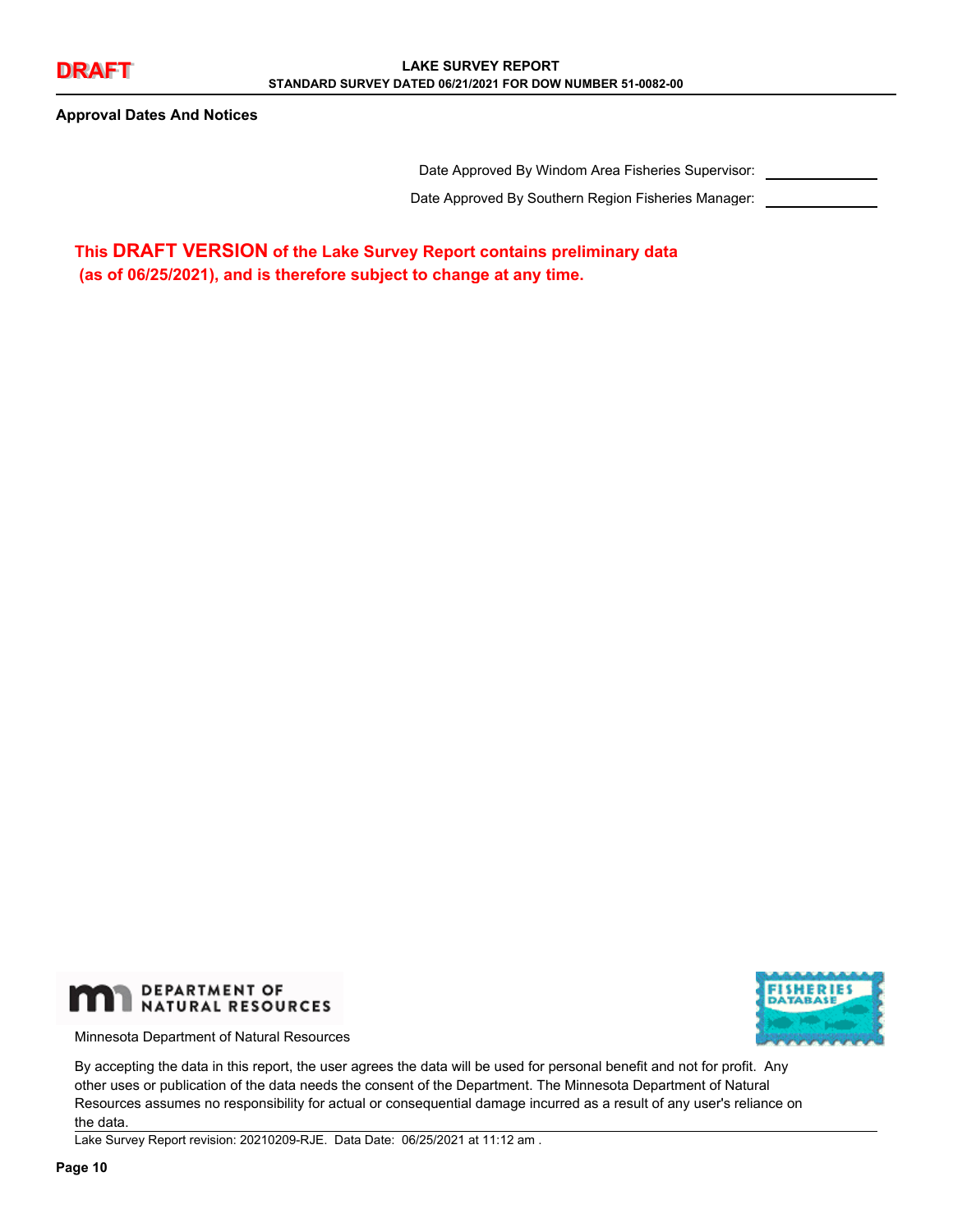## Approval Dates And Notices

Date Approved By Windom Area Fisheries Supervisor: ____________

Date Approved By Southern Region Fisheries Manager: ____________

**This DRAFT VERSION of the Lake Survey Report contains preliminary data (as of 06/25/2021), and is therefore subject to change at any time.**

Minnesota Department of Natural Resources

By accepting the data in this report, the user agrees the data will be used for personal benefit and not for profit. Any other uses or publication of the data needs the consent of the Department. The Minnesota Department of Natural Resources assumes no responsibility for actual or consequential damage incurred as a result of any user's reliance on the data.

Lake Survey Report revision: 20210209-RJE. Data Date: 06/25/2021 at 11:12 am .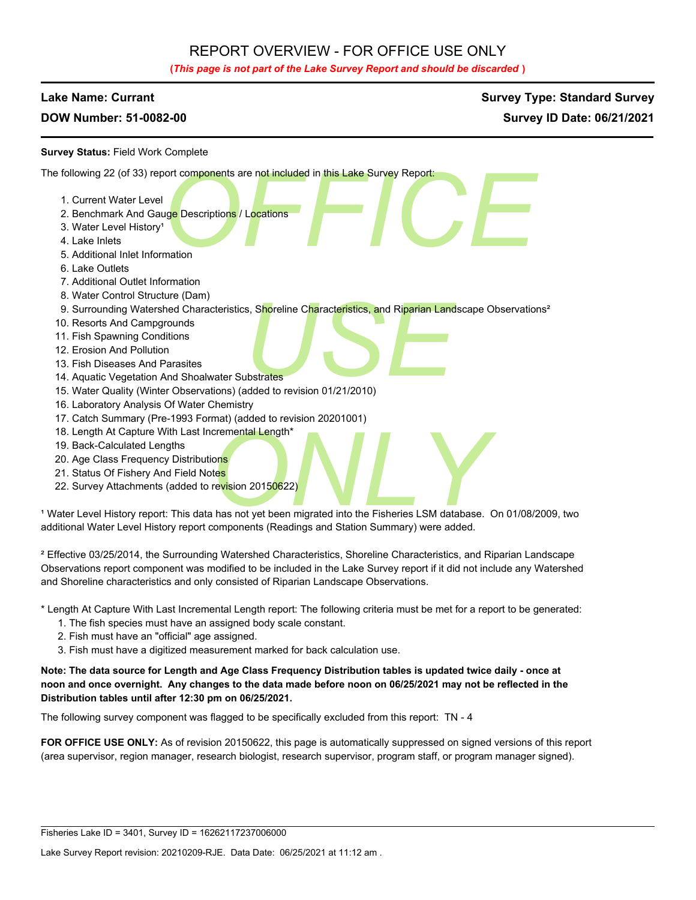# REPORT OVERVIEW - FOR OFFICE USE ONLY

**(*This page is not part of the Lake Survey Report and should be discarded* )**

**Lake Name: Currant** **Survey Type: Standard Survey**

**DOW Number: 51-0082-00** **Survey ID Date: 06/21/2021**

**Survey Status:** Field Work Complete

The following 22 (of 33) report components are not included in this Lake Survey Report:

1. Current Water Level
2. Benchmark And Gauge Descriptions / Locations
3. Water Level History¹
4. Lake Inlets
5. Additional Inlet Information
6. Lake Outlets
7. Additional Outlet Information
8. Water Control Structure (Dam)
9. Surrounding Watershed Characteristics, Shoreline Characteristics, and Riparian Landscape Observations²
10. Resorts And Campgrounds
11. Fish Spawning Conditions
12. Erosion And Pollution
13. Fish Diseases And Parasites
14. Aquatic Vegetation And Shoalwater Substrates
15. Water Quality (Winter Observations) (added to revision 01/21/2010)
16. Laboratory Analysis Of Water Chemistry
17. Catch Summary (Pre-1993 Format) (added to revision 20201001)
18. Length At Capture With Last Incremental Length*
19. Back-Calculated Lengths
20. Age Class Frequency Distributions
21. Status Of Fishery And Field Notes
22. Survey Attachments (added to revision 20150622)

¹ Water Level History report: This data has not yet been migrated into the Fisheries LSM database. On 01/08/2009, two additional Water Level History report components (Readings and Station Summary) were added.

² Effective 03/25/2014, the Surrounding Watershed Characteristics, Shoreline Characteristics, and Riparian Landscape Observations report component was modified to be included in the Lake Survey report if it did not include any Watershed and Shoreline characteristics and only consisted of Riparian Landscape Observations.

* Length At Capture With Last Incremental Length report: The following criteria must be met for a report to be generated:

1. The fish species must have an assigned body scale constant.
2. Fish must have an "official" age assigned.
3. Fish must have a digitized measurement marked for back calculation use.

**Note: The data source for Length and Age Class Frequency Distribution tables is updated twice daily - once at noon and once overnight. Any changes to the data made before noon on 06/25/2021 may not be reflected in the Distribution tables until after 12:30 pm on 06/25/2021.**

The following survey component was flagged to be specifically excluded from this report: TN - 4

**FOR OFFICE USE ONLY:** As of revision 20150622, this page is automatically suppressed on signed versions of this report (area supervisor, region manager, research biologist, research supervisor, program staff, or program manager signed).

Fisheries Lake ID = 3401, Survey ID = 16262117237006000

Lake Survey Report revision: 20210209-RJE. Data Date: 06/25/2021 at 11:12 am .